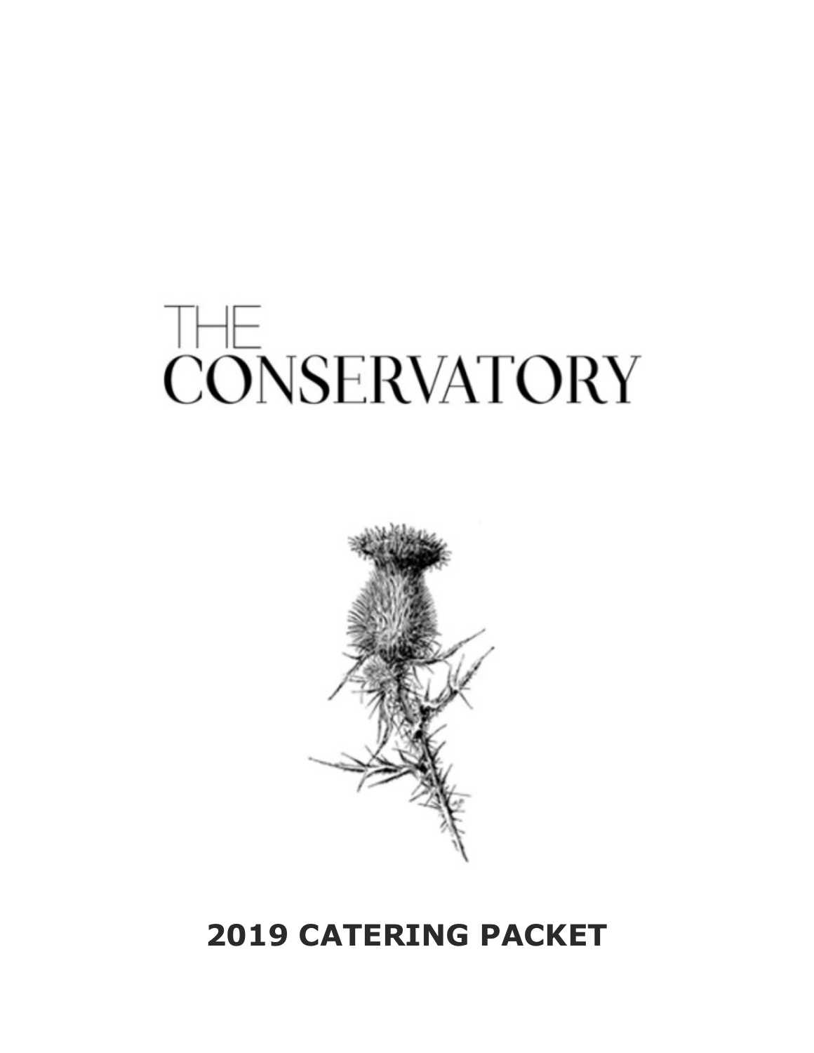# THE CONSERVATORY

## 2019 CATERING PACKET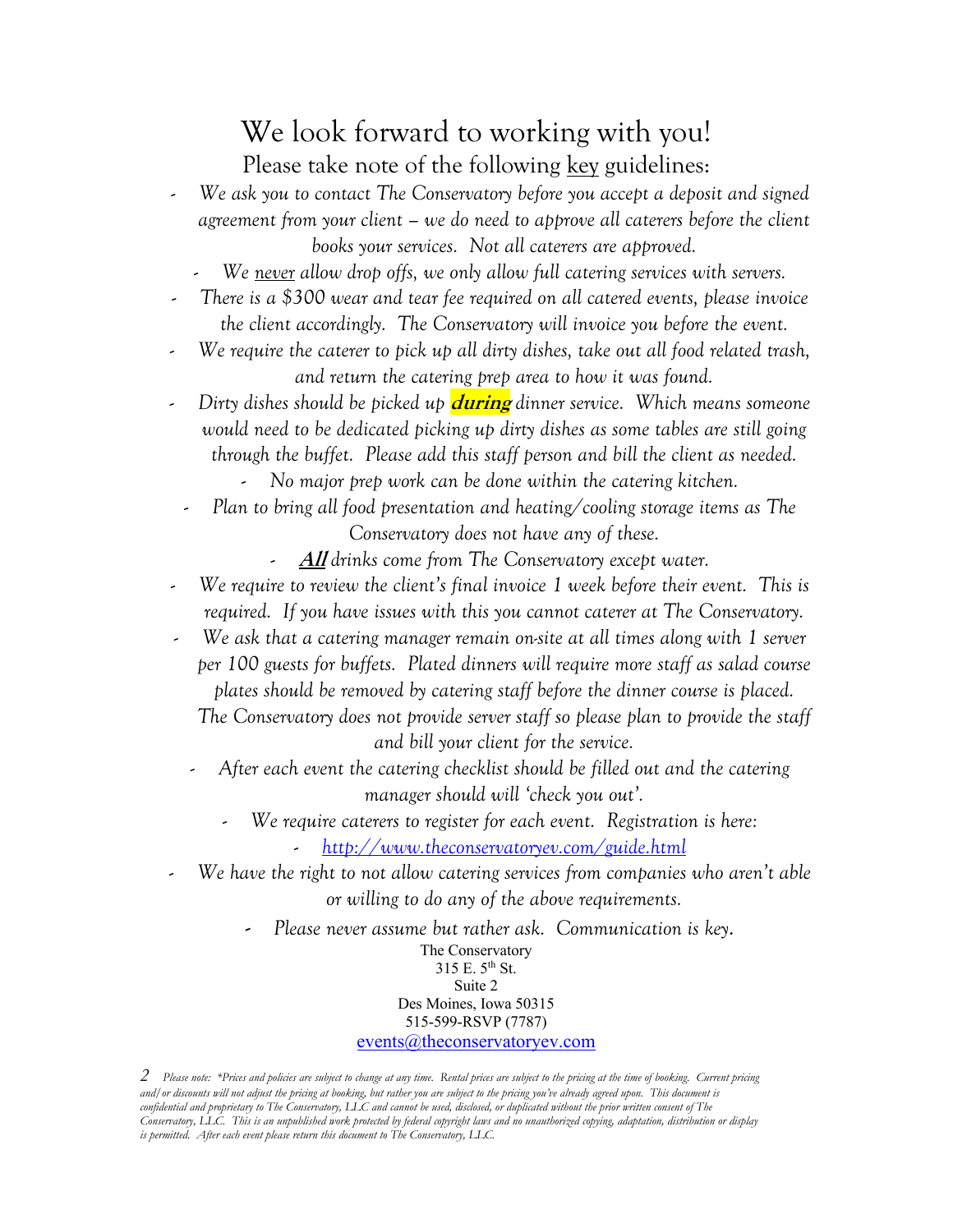# We look forward to working with you!

Please take note of the following key guidelines:

- *We ask you to contact The Conservatory before you accept a deposit and signed agreement from your client – we do need to approve all caterers before the client books your services. Not all caterers are approved.*
- *We never allow drop offs, we only allow full catering services with servers.*
- *There is a $300 wear and tear fee required on all catered events, please invoice the client accordingly. The Conservatory will invoice you before the event.*
- *We require the caterer to pick up all dirty dishes, take out all food related trash, and return the catering prep area to how it was found.*
- *Dirty dishes should be picked up **during** dinner service. Which means someone would need to be dedicated picking up dirty dishes as some tables are still going through the buffet. Please add this staff person and bill the client as needed.*
- *No major prep work can be done within the catering kitchen.*
- *Plan to bring all food presentation and heating/cooling storage items as The Conservatory does not have any of these.*
- ***All** drinks come from The Conservatory except water.*
- *We require to review the client's final invoice 1 week before their event. This is required. If you have issues with this you cannot caterer at The Conservatory.*
- *We ask that a catering manager remain on-site at all times along with 1 server per 100 guests for buffets. Plated dinners will require more staff as salad course plates should be removed by catering staff before the dinner course is placed. The Conservatory does not provide server staff so please plan to provide the staff and bill your client for the service.*
- *After each event the catering checklist should be filled out and the catering manager should will 'check you out'.*
- *We require caterers to register for each event. Registration is here:*
- *http://www.theconservatoryev.com/guide.html*
- *We have the right to not allow catering services from companies who aren't able or willing to do any of the above requirements.*
- *Please never assume but rather ask. Communication is key.*

The Conservatory
315 E. 5th St.
Suite 2
Des Moines, Iowa 50315
515-599-RSVP (7787)
events@theconservatoryev.com

*Please note: *Prices and policies are subject to change at any time. Rental prices are subject to the pricing at the time of booking. Current pricing and/or discounts will not adjust the pricing at booking, but rather you are subject to the pricing you've already agreed upon. This document is confidential and proprietary to The Conservatory, LLC and cannot be used, disclosed, or duplicated without the prior written consent of The Conservatory, LLC. This is an unpublished work protected by federal copyright laws and no unauthorized copying, adaptation, distribution or display is permitted. After each event please return this document to The Conservatory, LLC.*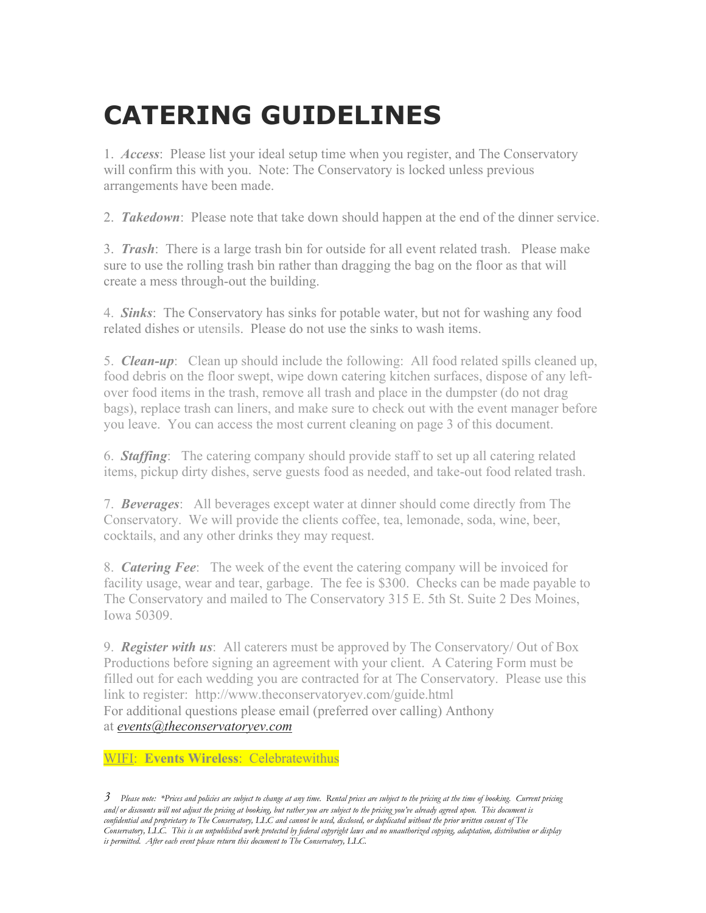# CATERING GUIDELINES

1. ***Access***: Please list your ideal setup time when you register, and The Conservatory will confirm this with you. Note: The Conservatory is locked unless previous arrangements have been made.

2. ***Takedown***: Please note that take down should happen at the end of the dinner service.

3. ***Trash***: There is a large trash bin for outside for all event related trash. Please make sure to use the rolling trash bin rather than dragging the bag on the floor as that will create a mess through-out the building.

4. ***Sinks***: The Conservatory has sinks for potable water, but not for washing any food related dishes or utensils. Please do not use the sinks to wash items.

5. ***Clean-up***: Clean up should include the following: All food related spills cleaned up, food debris on the floor swept, wipe down catering kitchen surfaces, dispose of any left-over food items in the trash, remove all trash and place in the dumpster (do not drag bags), replace trash can liners, and make sure to check out with the event manager before you leave. You can access the most current cleaning on page 3 of this document.

6. ***Staffing***: The catering company should provide staff to set up all catering related items, pickup dirty dishes, serve guests food as needed, and take-out food related trash.

7. ***Beverages***: All beverages except water at dinner should come directly from The Conservatory. We will provide the clients coffee, tea, lemonade, soda, wine, beer, cocktails, and any other drinks they may request.

8. ***Catering Fee***: The week of the event the catering company will be invoiced for facility usage, wear and tear, garbage. The fee is $300. Checks can be made payable to The Conservatory and mailed to The Conservatory 315 E. 5th St. Suite 2 Des Moines, Iowa 50309.

9. ***Register with us***: All caterers must be approved by The Conservatory/ Out of Box Productions before signing an agreement with your client. A Catering Form must be filled out for each wedding you are contracted for at The Conservatory. Please use this link to register: http://www.theconservatoryev.com/guide.html
For additional questions please email (preferred over calling) Anthony at *events@theconservatoryev.com*

WIFI: **Events Wireless**: Celebratewithus

*Please note: \*Prices and policies are subject to change at any time. Rental prices are subject to the pricing at the time of booking. Current pricing and/ or discounts will not adjust the pricing at booking, but rather you are subject to the pricing you've already agreed upon. This document is confidential and proprietary to The Conservatory, LLC and cannot be used, disclosed, or duplicated without the prior written consent of The Conservatory, LLC. This is an unpublished work protected by federal copyright laws and no unauthorized copying, adaptation, distribution or display is permitted. After each event please return this document to The Conservatory, LLC.*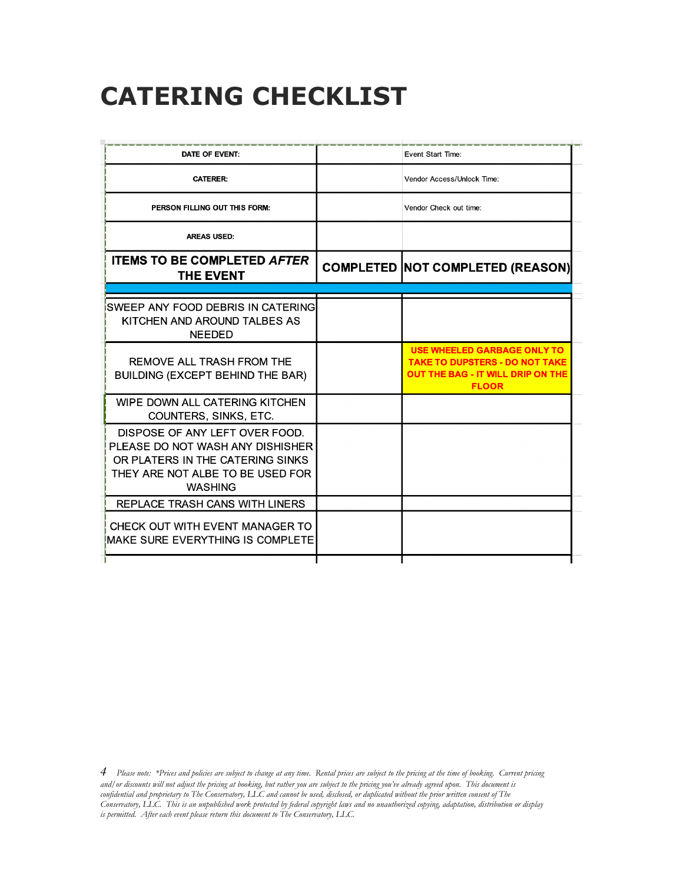# CATERING CHECKLIST

| DATE OF EVENT: | | Event Start Time: |
|---|---|---|
| CATERER: | | Vendor Access/Unlock Time: |
| PERSON FILLING OUT THIS FORM: | | Vendor Check out time: |
| AREAS USED: | | |
| **ITEMS TO BE COMPLETED *AFTER* THE EVENT** | **COMPLETED** | **NOT COMPLETED (REASON)** |
| SWEEP ANY FOOD DEBRIS IN CATERING KITCHEN AND AROUND TALBES AS NEEDED | | |
| REMOVE ALL TRASH FROM THE BUILDING (EXCEPT BEHIND THE BAR) | | **USE WHEELED GARBAGE ONLY TO TAKE TO DUPSTERS - DO NOT TAKE OUT THE BAG - IT WILL DRIP ON THE FLOOR** |
| WIPE DOWN ALL CATERING KITCHEN COUNTERS, SINKS, ETC. | | |
| DISPOSE OF ANY LEFT OVER FOOD. PLEASE DO NOT WASH ANY DISHISHER OR PLATERS IN THE CATERING SINKS THEY ARE NOT ALBE TO BE USED FOR WASHING | | |
| REPLACE TRASH CANS WITH LINERS | | |
| CHECK OUT WITH EVENT MANAGER TO MAKE SURE EVERYTHING IS COMPLETE | | |

*Please note: \*Prices and policies are subject to change at any time. Rental prices are subject to the pricing at the time of booking. Current pricing and/ or discounts will not adjust the pricing at booking, but rather you are subject to the pricing you've already agreed upon. This document is confidential and proprietary to The Conservatory, LLC and cannot be used, disclosed, or duplicated without the prior written consent of The Conservatory, LLC. This is an unpublished work protected by federal copyright laws and no unauthorized copying, adaptation, distribution or display is permitted. After each event please return this document to The Conservatory, LLC.*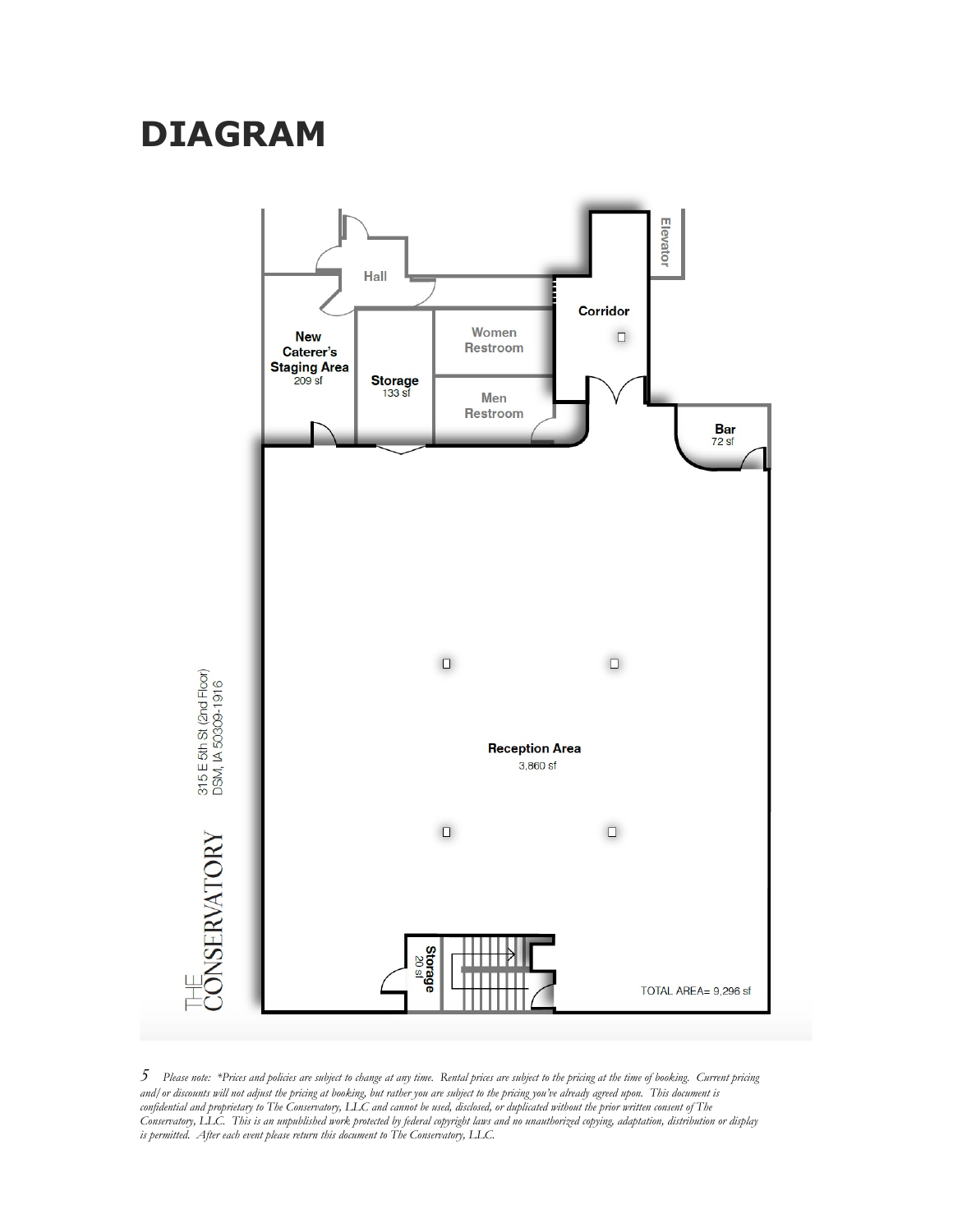# DIAGRAM

Hall

Elevator

Corridor

**New Caterer's Staging Area**
209 sf

**Storage**
133 sf

Women Restroom

Men Restroom

**Bar**
72 sf

**Reception Area**
3,860 sf

**Storage**
20 sf

TOTAL AREA= 9,296 sf

THE CONSERVATORY

315 E 5th St (2nd Floor)
DSM, IA 50309-1916

*Please note: \*Prices and policies are subject to change at any time. Rental prices are subject to the pricing at the time of booking. Current pricing and/or discounts will not adjust the pricing at booking, but rather you are subject to the pricing you've already agreed upon. This document is confidential and proprietary to The Conservatory, LLC and cannot be used, disclosed, or duplicated without the prior written consent of The Conservatory, LLC. This is an unpublished work protected by federal copyright laws and no unauthorized copying, adaptation, distribution or display is permitted. After each event please return this document to The Conservatory, LLC.*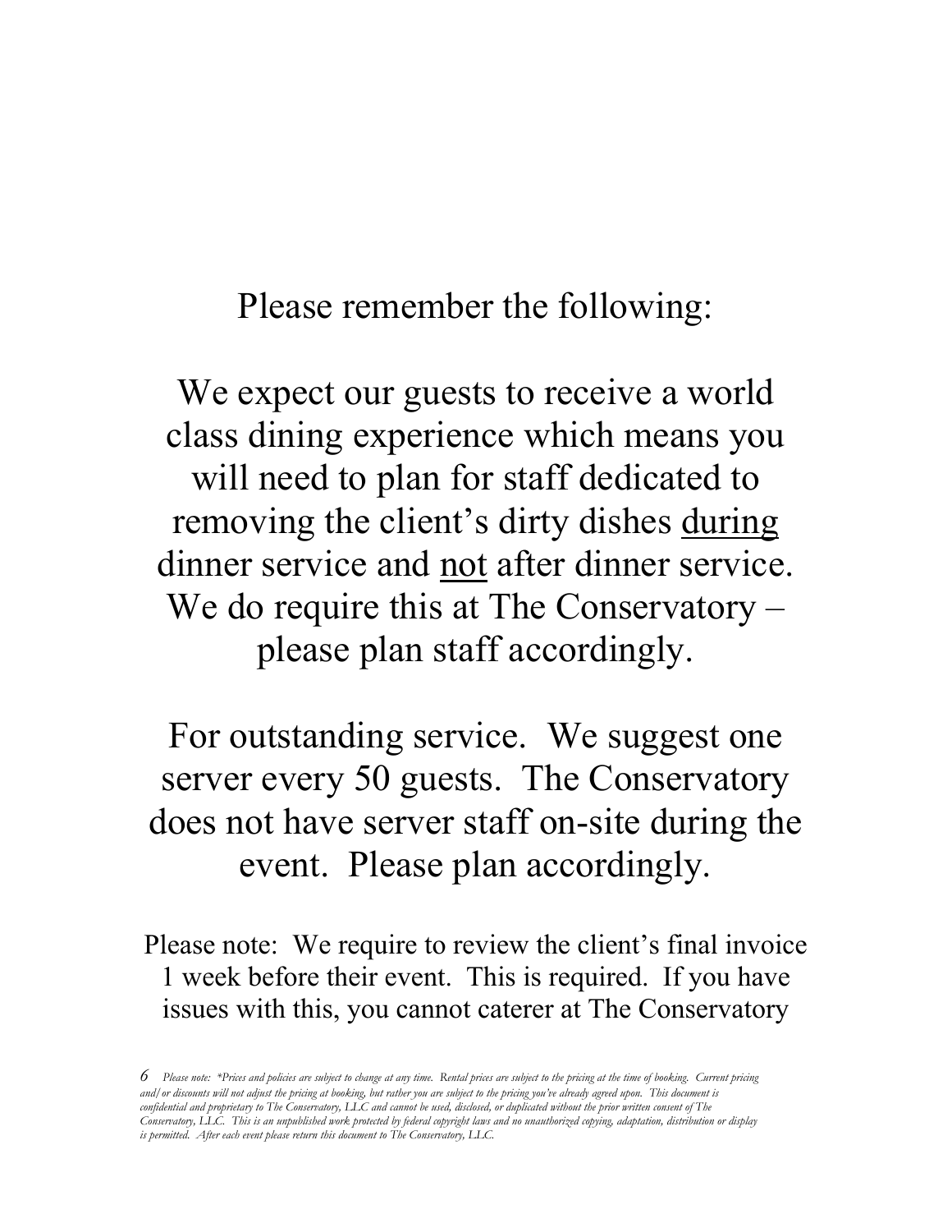Please remember the following:

We expect our guests to receive a world class dining experience which means you will need to plan for staff dedicated to removing the client's dirty dishes <u>during</u> dinner service and <u>not</u> after dinner service. We do require this at The Conservatory – please plan staff accordingly.

For outstanding service. We suggest one server every 50 guests. The Conservatory does not have server staff on-site during the event. Please plan accordingly.

Please note: We require to review the client's final invoice 1 week before their event. This is required. If you have issues with this, you cannot caterer at The Conservatory

*Please note: *Prices and policies are subject to change at any time. Rental prices are subject to the pricing at the time of booking. Current pricing and/ or discounts will not adjust the pricing at booking, but rather you are subject to the pricing you've already agreed upon. This document is confidential and proprietary to The Conservatory, LLC and cannot be used, disclosed, or duplicated without the prior written consent of The Conservatory, LLC. This is an unpublished work protected by federal copyright laws and no unauthorized copying, adaptation, distribution or display is permitted. After each event please return this document to The Conservatory, LLC.*